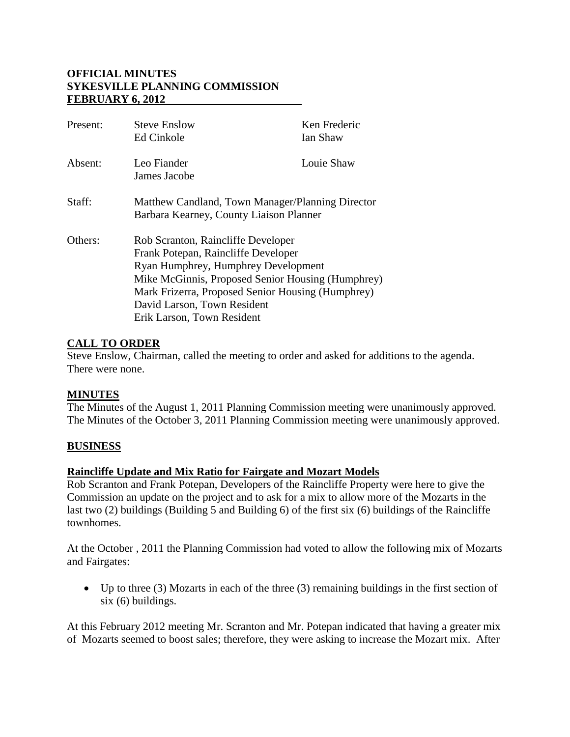**OFFICIAL MINUTES**
**SYKESVILLE PLANNING COMMISSION**
**FEBRUARY 6, 2012**

| | | |
|---|---|---|
| Present: | Steve Enslow<br>Ed Cinkole | Ken Frederic<br>Ian Shaw |
| Absent: | Leo Fiander<br>James Jacobe | Louie Shaw |
| Staff: | Matthew Candland, Town Manager/Planning Director<br>Barbara Kearney, County Liaison Planner | |
| Others: | Rob Scranton, Raincliffe Developer<br>Frank Potepan, Raincliffe Developer<br>Ryan Humphrey, Humphrey Development<br>Mike McGinnis, Proposed Senior Housing (Humphrey)<br>Mark Frizerra, Proposed Senior Housing (Humphrey)<br>David Larson, Town Resident<br>Erik Larson, Town Resident | |

## CALL TO ORDER

Steve Enslow, Chairman, called the meeting to order and asked for additions to the agenda. There were none.

## MINUTES

The Minutes of the August 1, 2011 Planning Commission meeting were unanimously approved.
The Minutes of the October 3, 2011 Planning Commission meeting were unanimously approved.

## BUSINESS

### Raincliffe Update and Mix Ratio for Fairgate and Mozart Models

Rob Scranton and Frank Potepan, Developers of the Raincliffe Property were here to give the Commission an update on the project and to ask for a mix to allow more of the Mozarts in the last two (2) buildings (Building 5 and Building 6) of the first six (6) buildings of the Raincliffe townhomes.

At the October , 2011 the Planning Commission had voted to allow the following mix of Mozarts and Fairgates:

- Up to three (3) Mozarts in each of the three (3) remaining buildings in the first section of six (6) buildings.

At this February 2012 meeting Mr. Scranton and Mr. Potepan indicated that having a greater mix of Mozarts seemed to boost sales; therefore, they were asking to increase the Mozart mix. After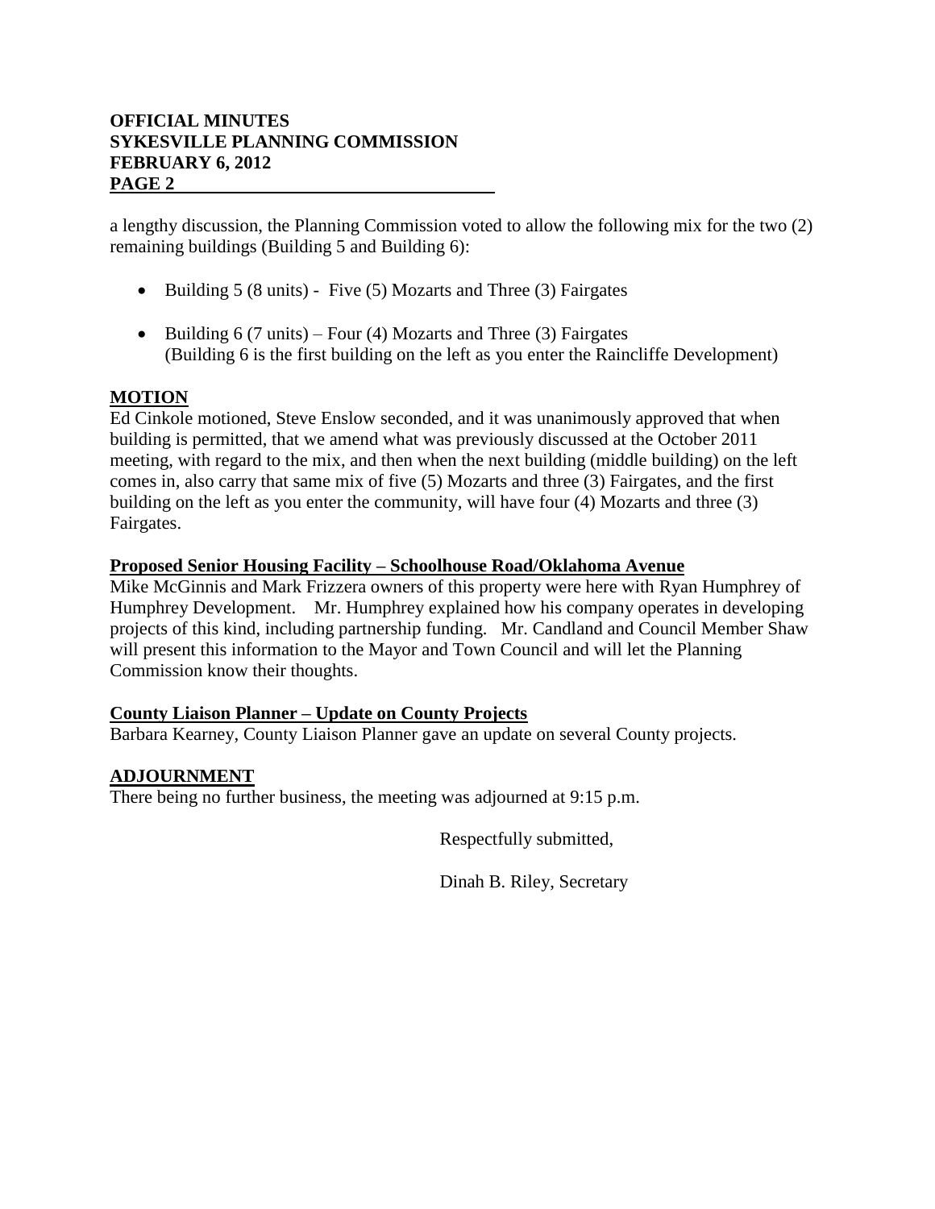a lengthy discussion, the Planning Commission voted to allow the following mix for the two (2) remaining buildings (Building 5 and Building 6):

- Building 5 (8 units) - Five (5) Mozarts and Three (3) Fairgates
- Building 6 (7 units) – Four (4) Mozarts and Three (3) Fairgates
  (Building 6 is the first building on the left as you enter the Raincliffe Development)

## MOTION

Ed Cinkole motioned, Steve Enslow seconded, and it was unanimously approved that when building is permitted, that we amend what was previously discussed at the October 2011 meeting, with regard to the mix, and then when the next building (middle building) on the left comes in, also carry that same mix of five (5) Mozarts and three (3) Fairgates, and the first building on the left as you enter the community, will have four (4) Mozarts and three (3) Fairgates.

## Proposed Senior Housing Facility – Schoolhouse Road/Oklahoma Avenue

Mike McGinnis and Mark Frizzera owners of this property were here with Ryan Humphrey of Humphrey Development. Mr. Humphrey explained how his company operates in developing projects of this kind, including partnership funding. Mr. Candland and Council Member Shaw will present this information to the Mayor and Town Council and will let the Planning Commission know their thoughts.

## County Liaison Planner – Update on County Projects

Barbara Kearney, County Liaison Planner gave an update on several County projects.

## ADJOURNMENT

There being no further business, the meeting was adjourned at 9:15 p.m.

Respectfully submitted,

Dinah B. Riley, Secretary